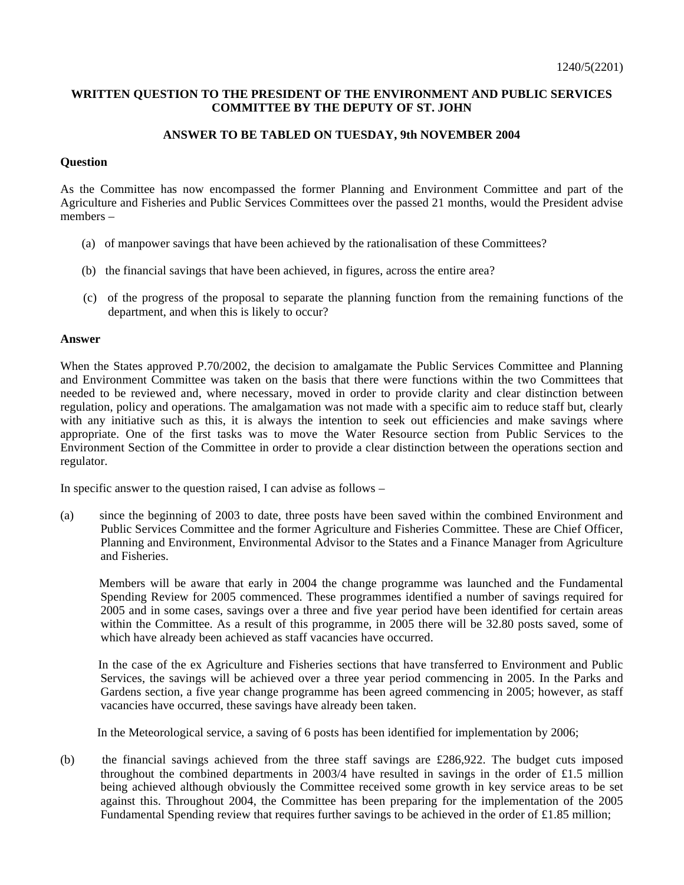1240/5(2201)

**WRITTEN QUESTION TO THE PRESIDENT OF THE ENVIRONMENT AND PUBLIC SERVICES COMMITTEE BY THE DEPUTY OF ST. JOHN**

**ANSWER TO BE TABLED ON TUESDAY, 9th NOVEMBER 2004**

**Question**

As the Committee has now encompassed the former Planning and Environment Committee and part of the Agriculture and Fisheries and Public Services Committees over the passed 21 months, would the President advise members –

(a) of manpower savings that have been achieved by the rationalisation of these Committees?

(b) the financial savings that have been achieved, in figures, across the entire area?

(c) of the progress of the proposal to separate the planning function from the remaining functions of the department, and when this is likely to occur?

**Answer**

When the States approved P.70/2002, the decision to amalgamate the Public Services Committee and Planning and Environment Committee was taken on the basis that there were functions within the two Committees that needed to be reviewed and, where necessary, moved in order to provide clarity and clear distinction between regulation, policy and operations. The amalgamation was not made with a specific aim to reduce staff but, clearly with any initiative such as this, it is always the intention to seek out efficiencies and make savings where appropriate. One of the first tasks was to move the Water Resource section from Public Services to the Environment Section of the Committee in order to provide a clear distinction between the operations section and regulator.

In specific answer to the question raised, I can advise as follows –

(a) since the beginning of 2003 to date, three posts have been saved within the combined Environment and Public Services Committee and the former Agriculture and Fisheries Committee. These are Chief Officer, Planning and Environment, Environmental Advisor to the States and a Finance Manager from Agriculture and Fisheries.

Members will be aware that early in 2004 the change programme was launched and the Fundamental Spending Review for 2005 commenced. These programmes identified a number of savings required for 2005 and in some cases, savings over a three and five year period have been identified for certain areas within the Committee. As a result of this programme, in 2005 there will be 32.80 posts saved, some of which have already been achieved as staff vacancies have occurred.

In the case of the ex Agriculture and Fisheries sections that have transferred to Environment and Public Services, the savings will be achieved over a three year period commencing in 2005. In the Parks and Gardens section, a five year change programme has been agreed commencing in 2005; however, as staff vacancies have occurred, these savings have already been taken.

In the Meteorological service, a saving of 6 posts has been identified for implementation by 2006;

(b) the financial savings achieved from the three staff savings are £286,922. The budget cuts imposed throughout the combined departments in 2003/4 have resulted in savings in the order of £1.5 million being achieved although obviously the Committee received some growth in key service areas to be set against this. Throughout 2004, the Committee has been preparing for the implementation of the 2005 Fundamental Spending review that requires further savings to be achieved in the order of £1.85 million;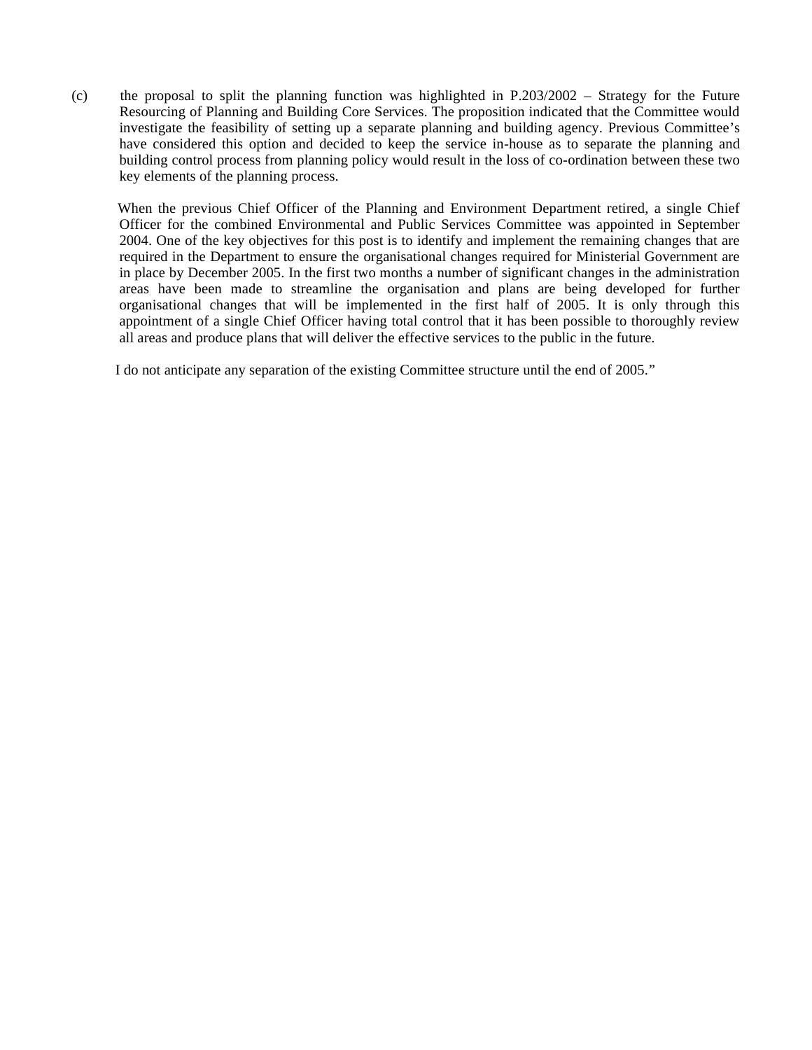(c) the proposal to split the planning function was highlighted in P.203/2002 – Strategy for the Future Resourcing of Planning and Building Core Services. The proposition indicated that the Committee would investigate the feasibility of setting up a separate planning and building agency. Previous Committee's have considered this option and decided to keep the service in-house as to separate the planning and building control process from planning policy would result in the loss of co-ordination between these two key elements of the planning process.

When the previous Chief Officer of the Planning and Environment Department retired, a single Chief Officer for the combined Environmental and Public Services Committee was appointed in September 2004. One of the key objectives for this post is to identify and implement the remaining changes that are required in the Department to ensure the organisational changes required for Ministerial Government are in place by December 2005. In the first two months a number of significant changes in the administration areas have been made to streamline the organisation and plans are being developed for further organisational changes that will be implemented in the first half of 2005. It is only through this appointment of a single Chief Officer having total control that it has been possible to thoroughly review all areas and produce plans that will deliver the effective services to the public in the future.

I do not anticipate any separation of the existing Committee structure until the end of 2005."